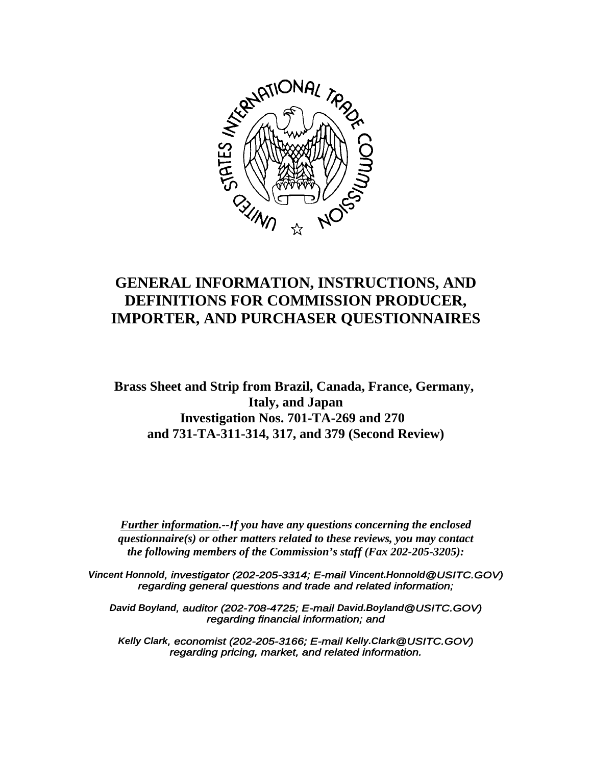# GENERAL INFORMATION, INSTRUCTIONS, AND DEFINITIONS FOR COMMISSION PRODUCER, IMPORTER, AND PURCHASER QUESTIONNAIRES

## Brass Sheet and Strip from Brazil, Canada, France, Germany, Italy, and Japan
## Investigation Nos. 701-TA-269 and 270 and 731-TA-311-314, 317, and 379 (Second Review)

***Further information.--If you have any questions concerning the enclosed questionnaire(s) or other matters related to these reviews, you may contact the following members of the Commission's staff (Fax 202-205-3205):***

***Vincent Honnold**, investigator (202-205-3314; E-mail **Vincent.Honnold@USITC.GOV**) regarding general questions and trade and related information;*

***David Boyland**, auditor (202-708-4725; E-mail **David.Boyland@USITC.GOV**) regarding financial information; and*

***Kelly Clark**, economist (202-205-3166; E-mail **Kelly.Clark@USITC.GOV**) regarding pricing, market, and related information.*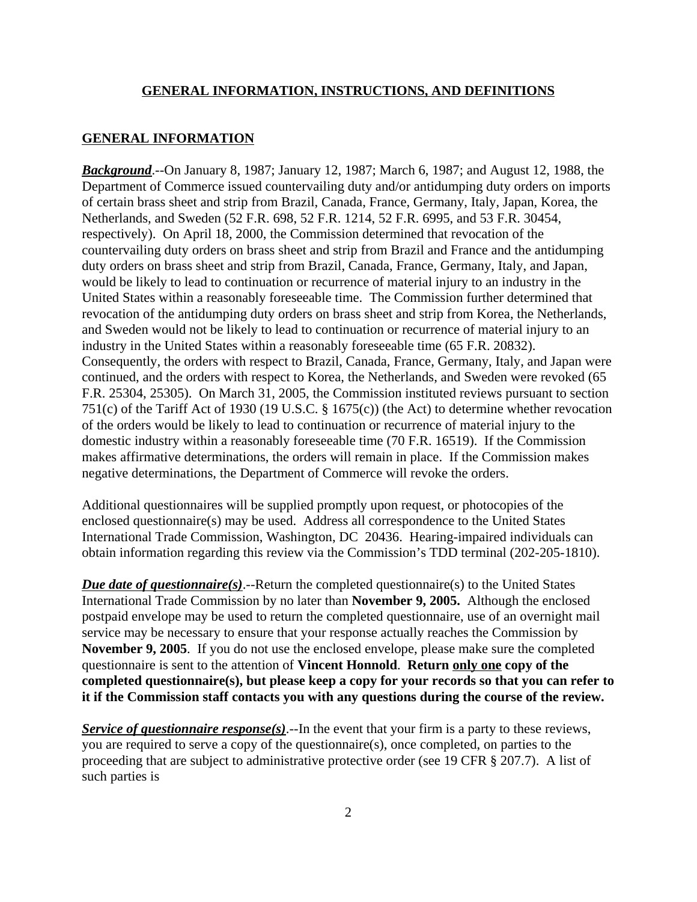## GENERAL INFORMATION, INSTRUCTIONS, AND DEFINITIONS

### GENERAL INFORMATION

***Background***.--On January 8, 1987; January 12, 1987; March 6, 1987; and August 12, 1988, the Department of Commerce issued countervailing duty and/or antidumping duty orders on imports of certain brass sheet and strip from Brazil, Canada, France, Germany, Italy, Japan, Korea, the Netherlands, and Sweden (52 F.R. 698, 52 F.R. 1214, 52 F.R. 6995, and 53 F.R. 30454, respectively). On April 18, 2000, the Commission determined that revocation of the countervailing duty orders on brass sheet and strip from Brazil and France and the antidumping duty orders on brass sheet and strip from Brazil, Canada, France, Germany, Italy, and Japan, would be likely to lead to continuation or recurrence of material injury to an industry in the United States within a reasonably foreseeable time. The Commission further determined that revocation of the antidumping duty orders on brass sheet and strip from Korea, the Netherlands, and Sweden would not be likely to lead to continuation or recurrence of material injury to an industry in the United States within a reasonably foreseeable time (65 F.R. 20832). Consequently, the orders with respect to Brazil, Canada, France, Germany, Italy, and Japan were continued, and the orders with respect to Korea, the Netherlands, and Sweden were revoked (65 F.R. 25304, 25305). On March 31, 2005, the Commission instituted reviews pursuant to section 751(c) of the Tariff Act of 1930 (19 U.S.C. § 1675(c)) (the Act) to determine whether revocation of the orders would be likely to lead to continuation or recurrence of material injury to the domestic industry within a reasonably foreseeable time (70 F.R. 16519). If the Commission makes affirmative determinations, the orders will remain in place. If the Commission makes negative determinations, the Department of Commerce will revoke the orders.

Additional questionnaires will be supplied promptly upon request, or photocopies of the enclosed questionnaire(s) may be used. Address all correspondence to the United States International Trade Commission, Washington, DC 20436. Hearing-impaired individuals can obtain information regarding this review via the Commission's TDD terminal (202-205-1810).

***Due date of questionnaire(s)***.--Return the completed questionnaire(s) to the United States International Trade Commission by no later than **November 9, 2005.** Although the enclosed postpaid envelope may be used to return the completed questionnaire, use of an overnight mail service may be necessary to ensure that your response actually reaches the Commission by **November 9, 2005**. If you do not use the enclosed envelope, please make sure the completed questionnaire is sent to the attention of **Vincent Honnold**. **Return only one copy of the completed questionnaire(s), but please keep a copy for your records so that you can refer to it if the Commission staff contacts you with any questions during the course of the review.**

***Service of questionnaire response(s)***.--In the event that your firm is a party to these reviews, you are required to serve a copy of the questionnaire(s), once completed, on parties to the proceeding that are subject to administrative protective order (see 19 CFR § 207.7). A list of such parties is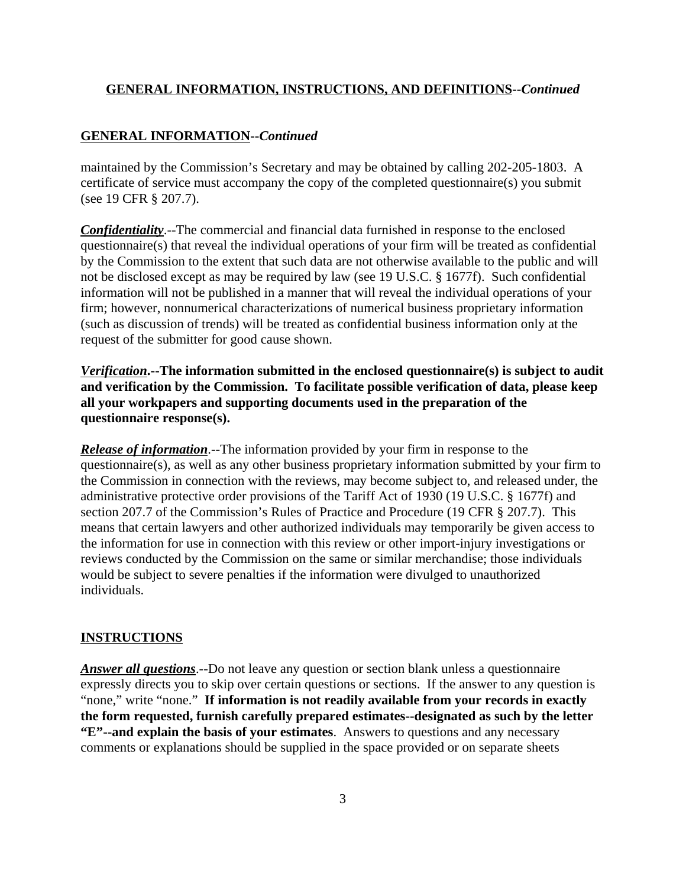## GENERAL INFORMATION, INSTRUCTIONS, AND DEFINITIONS--*Continued*

### GENERAL INFORMATION--*Continued*

maintained by the Commission's Secretary and may be obtained by calling 202-205-1803. A certificate of service must accompany the copy of the completed questionnaire(s) you submit (see 19 CFR § 207.7).

***Confidentiality***.--The commercial and financial data furnished in response to the enclosed questionnaire(s) that reveal the individual operations of your firm will be treated as confidential by the Commission to the extent that such data are not otherwise available to the public and will not be disclosed except as may be required by law (see 19 U.S.C. § 1677f). Such confidential information will not be published in a manner that will reveal the individual operations of your firm; however, nonnumerical characterizations of numerical business proprietary information (such as discussion of trends) will be treated as confidential business information only at the request of the submitter for good cause shown.

***Verification*.--The information submitted in the enclosed questionnaire(s) is subject to audit and verification by the Commission. To facilitate possible verification of data, please keep all your workpapers and supporting documents used in the preparation of the questionnaire response(s).**

***Release of information***.--The information provided by your firm in response to the questionnaire(s), as well as any other business proprietary information submitted by your firm to the Commission in connection with the reviews, may become subject to, and released under, the administrative protective order provisions of the Tariff Act of 1930 (19 U.S.C. § 1677f) and section 207.7 of the Commission's Rules of Practice and Procedure (19 CFR § 207.7). This means that certain lawyers and other authorized individuals may temporarily be given access to the information for use in connection with this review or other import-injury investigations or reviews conducted by the Commission on the same or similar merchandise; those individuals would be subject to severe penalties if the information were divulged to unauthorized individuals.

### INSTRUCTIONS

***Answer all questions***.--Do not leave any question or section blank unless a questionnaire expressly directs you to skip over certain questions or sections. If the answer to any question is "none," write "none." **If information is not readily available from your records in exactly the form requested, furnish carefully prepared estimates--designated as such by the letter "E"--and explain the basis of your estimates**. Answers to questions and any necessary comments or explanations should be supplied in the space provided or on separate sheets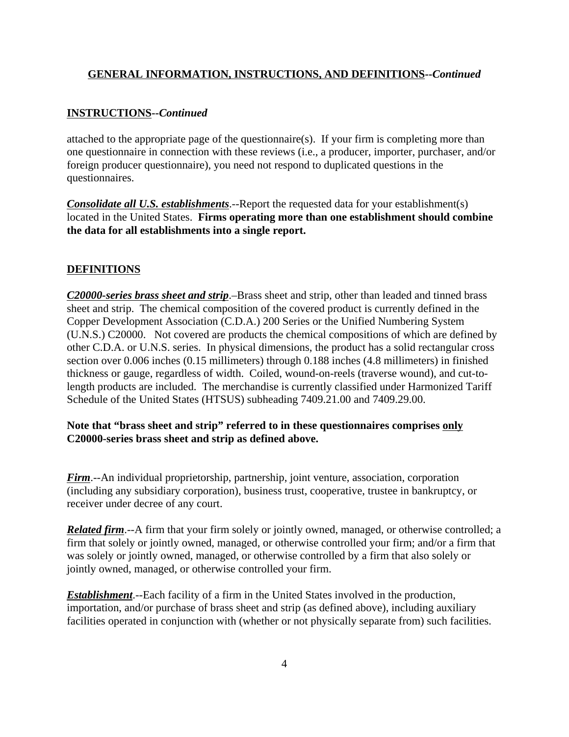## GENERAL INFORMATION, INSTRUCTIONS, AND DEFINITIONS--*Continued*

### INSTRUCTIONS--*Continued*

attached to the appropriate page of the questionnaire(s). If your firm is completing more than one questionnaire in connection with these reviews (i.e., a producer, importer, purchaser, and/or foreign producer questionnaire), you need not respond to duplicated questions in the questionnaires.

***Consolidate all U.S. establishments***.--Report the requested data for your establishment(s) located in the United States. **Firms operating more than one establishment should combine the data for all establishments into a single report.**

### DEFINITIONS

***C20000-series brass sheet and strip***.–Brass sheet and strip, other than leaded and tinned brass sheet and strip. The chemical composition of the covered product is currently defined in the Copper Development Association (C.D.A.) 200 Series or the Unified Numbering System (U.N.S.) C20000. Not covered are products the chemical compositions of which are defined by other C.D.A. or U.N.S. series. In physical dimensions, the product has a solid rectangular cross section over 0.006 inches (0.15 millimeters) through 0.188 inches (4.8 millimeters) in finished thickness or gauge, regardless of width. Coiled, wound-on-reels (traverse wound), and cut-to-length products are included. The merchandise is currently classified under Harmonized Tariff Schedule of the United States (HTSUS) subheading 7409.21.00 and 7409.29.00.

**Note that "brass sheet and strip" referred to in these questionnaires comprises only C20000-series brass sheet and strip as defined above.**

***Firm***.--An individual proprietorship, partnership, joint venture, association, corporation (including any subsidiary corporation), business trust, cooperative, trustee in bankruptcy, or receiver under decree of any court.

***Related firm***.--A firm that your firm solely or jointly owned, managed, or otherwise controlled; a firm that solely or jointly owned, managed, or otherwise controlled your firm; and/or a firm that was solely or jointly owned, managed, or otherwise controlled by a firm that also solely or jointly owned, managed, or otherwise controlled your firm.

***Establishment***.--Each facility of a firm in the United States involved in the production, importation, and/or purchase of brass sheet and strip (as defined above), including auxiliary facilities operated in conjunction with (whether or not physically separate from) such facilities.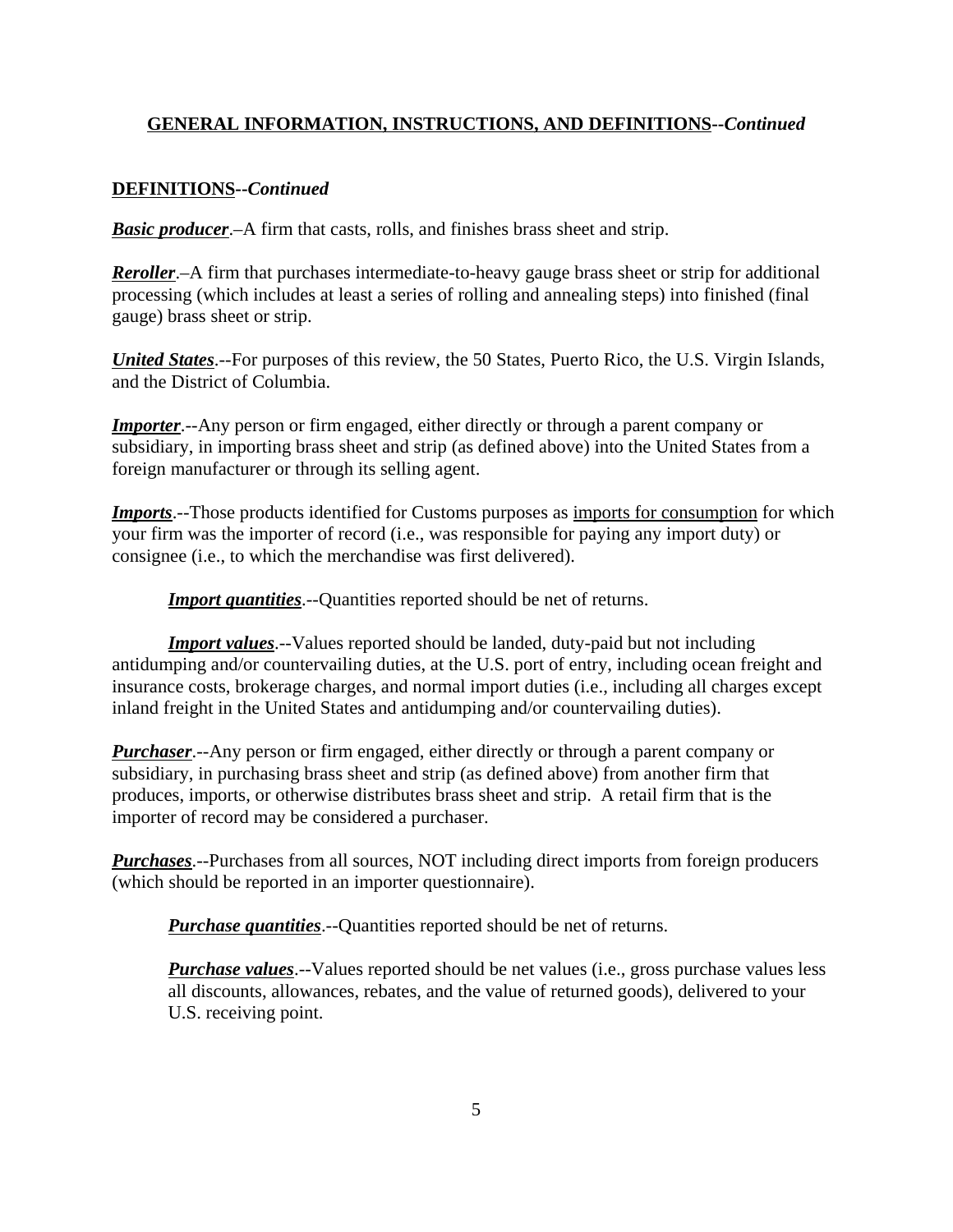## **GENERAL INFORMATION, INSTRUCTIONS, AND DEFINITIONS**--*Continued*

**DEFINITIONS**--*Continued*

***Basic producer***.–A firm that casts, rolls, and finishes brass sheet and strip.

***Reroller***.–A firm that purchases intermediate-to-heavy gauge brass sheet or strip for additional processing (which includes at least a series of rolling and annealing steps) into finished (final gauge) brass sheet or strip.

***United States***.--For purposes of this review, the 50 States, Puerto Rico, the U.S. Virgin Islands, and the District of Columbia.

***Importer***.--Any person or firm engaged, either directly or through a parent company or subsidiary, in importing brass sheet and strip (as defined above) into the United States from a foreign manufacturer or through its selling agent.

***Imports***.--Those products identified for Customs purposes as imports for consumption for which your firm was the importer of record (i.e., was responsible for paying any import duty) or consignee (i.e., to which the merchandise was first delivered).

> ***Import quantities***.--Quantities reported should be net of returns.
>
> ***Import values***.--Values reported should be landed, duty-paid but not including antidumping and/or countervailing duties, at the U.S. port of entry, including ocean freight and insurance costs, brokerage charges, and normal import duties (i.e., including all charges except inland freight in the United States and antidumping and/or countervailing duties).

***Purchaser***.--Any person or firm engaged, either directly or through a parent company or subsidiary, in purchasing brass sheet and strip (as defined above) from another firm that produces, imports, or otherwise distributes brass sheet and strip. A retail firm that is the importer of record may be considered a purchaser.

***Purchases***.--Purchases from all sources, NOT including direct imports from foreign producers (which should be reported in an importer questionnaire).

> ***Purchase quantities***.--Quantities reported should be net of returns.
>
> ***Purchase values***.--Values reported should be net values (i.e., gross purchase values less all discounts, allowances, rebates, and the value of returned goods), delivered to your U.S. receiving point.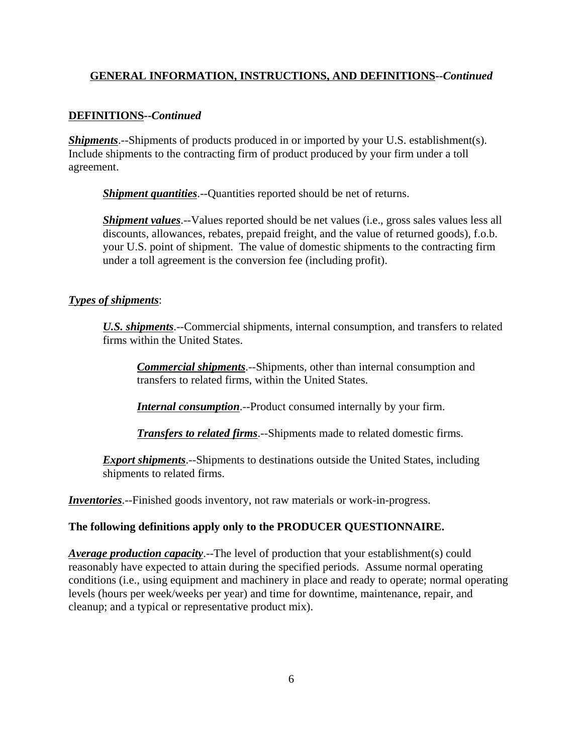## GENERAL INFORMATION, INSTRUCTIONS, AND DEFINITIONS--*Continued*

### DEFINITIONS--*Continued*

***Shipments***.--Shipments of products produced in or imported by your U.S. establishment(s). Include shipments to the contracting firm of product produced by your firm under a toll agreement.

> ***Shipment quantities***.--Quantities reported should be net of returns.
>
> ***Shipment values***.--Values reported should be net values (i.e., gross sales values less all discounts, allowances, rebates, prepaid freight, and the value of returned goods), f.o.b. your U.S. point of shipment. The value of domestic shipments to the contracting firm under a toll agreement is the conversion fee (including profit).

***Types of shipments***:

> ***U.S. shipments***.--Commercial shipments, internal consumption, and transfers to related firms within the United States.
>
> > ***Commercial shipments***.--Shipments, other than internal consumption and transfers to related firms, within the United States.
> >
> > ***Internal consumption***.--Product consumed internally by your firm.
> >
> > ***Transfers to related firms***.--Shipments made to related domestic firms.
>
> ***Export shipments***.--Shipments to destinations outside the United States, including shipments to related firms.

***Inventories***.--Finished goods inventory, not raw materials or work-in-progress.

**The following definitions apply only to the PRODUCER QUESTIONNAIRE.**

***Average production capacity***.--The level of production that your establishment(s) could reasonably have expected to attain during the specified periods. Assume normal operating conditions (i.e., using equipment and machinery in place and ready to operate; normal operating levels (hours per week/weeks per year) and time for downtime, maintenance, repair, and cleanup; and a typical or representative product mix).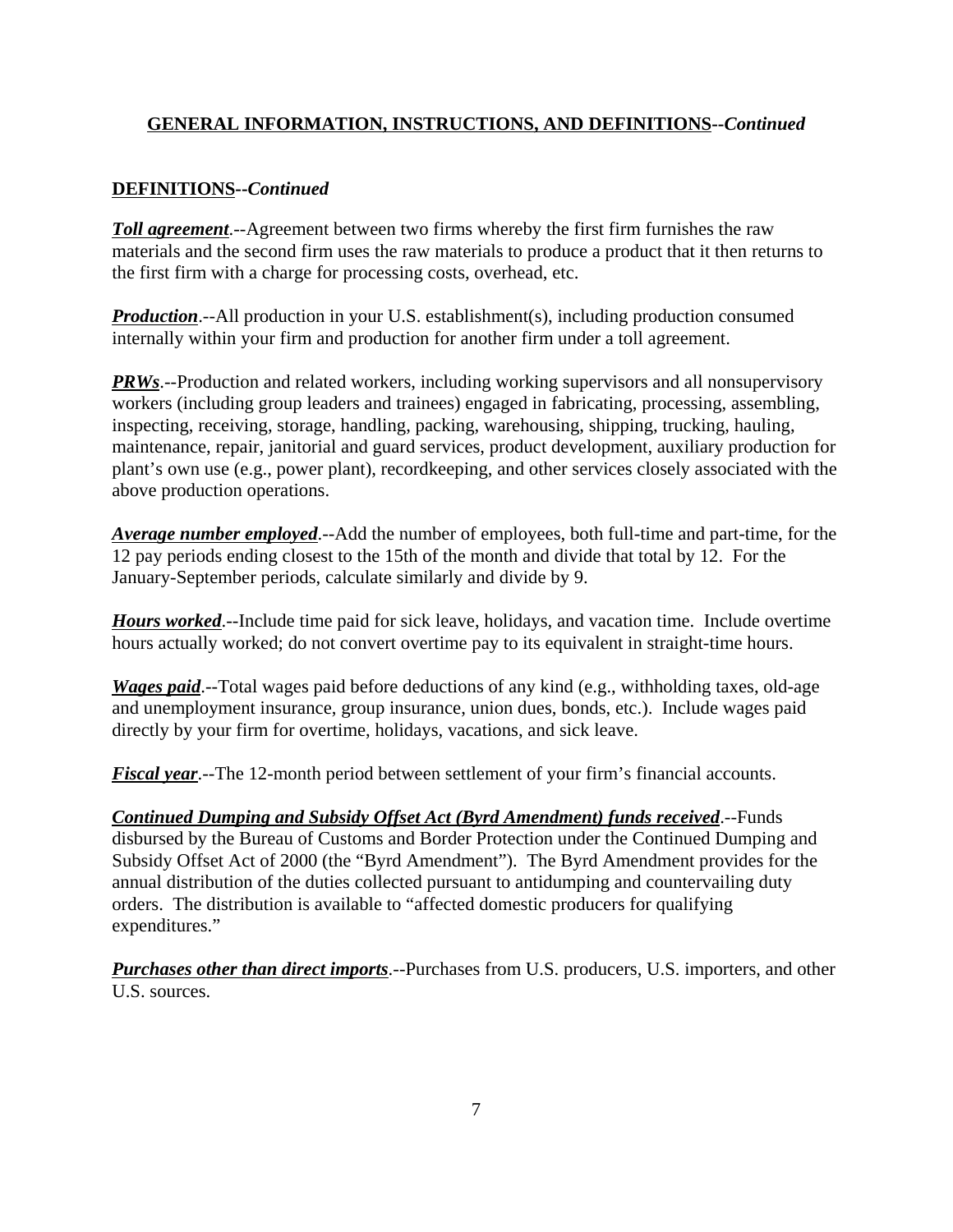## GENERAL INFORMATION, INSTRUCTIONS, AND DEFINITIONS--*Continued*

### DEFINITIONS--*Continued*

***Toll agreement***.--Agreement between two firms whereby the first firm furnishes the raw materials and the second firm uses the raw materials to produce a product that it then returns to the first firm with a charge for processing costs, overhead, etc.

***Production***.--All production in your U.S. establishment(s), including production consumed internally within your firm and production for another firm under a toll agreement.

***PRWs***.--Production and related workers, including working supervisors and all nonsupervisory workers (including group leaders and trainees) engaged in fabricating, processing, assembling, inspecting, receiving, storage, handling, packing, warehousing, shipping, trucking, hauling, maintenance, repair, janitorial and guard services, product development, auxiliary production for plant's own use (e.g., power plant), recordkeeping, and other services closely associated with the above production operations.

***Average number employed***.--Add the number of employees, both full-time and part-time, for the 12 pay periods ending closest to the 15th of the month and divide that total by 12. For the January-September periods, calculate similarly and divide by 9.

***Hours worked***.--Include time paid for sick leave, holidays, and vacation time. Include overtime hours actually worked; do not convert overtime pay to its equivalent in straight-time hours.

***Wages paid***.--Total wages paid before deductions of any kind (e.g., withholding taxes, old-age and unemployment insurance, group insurance, union dues, bonds, etc.). Include wages paid directly by your firm for overtime, holidays, vacations, and sick leave.

***Fiscal year***.--The 12-month period between settlement of your firm's financial accounts.

***Continued Dumping and Subsidy Offset Act (Byrd Amendment) funds received***.--Funds disbursed by the Bureau of Customs and Border Protection under the Continued Dumping and Subsidy Offset Act of 2000 (the "Byrd Amendment"). The Byrd Amendment provides for the annual distribution of the duties collected pursuant to antidumping and countervailing duty orders. The distribution is available to "affected domestic producers for qualifying expenditures."

***Purchases other than direct imports***.--Purchases from U.S. producers, U.S. importers, and other U.S. sources.